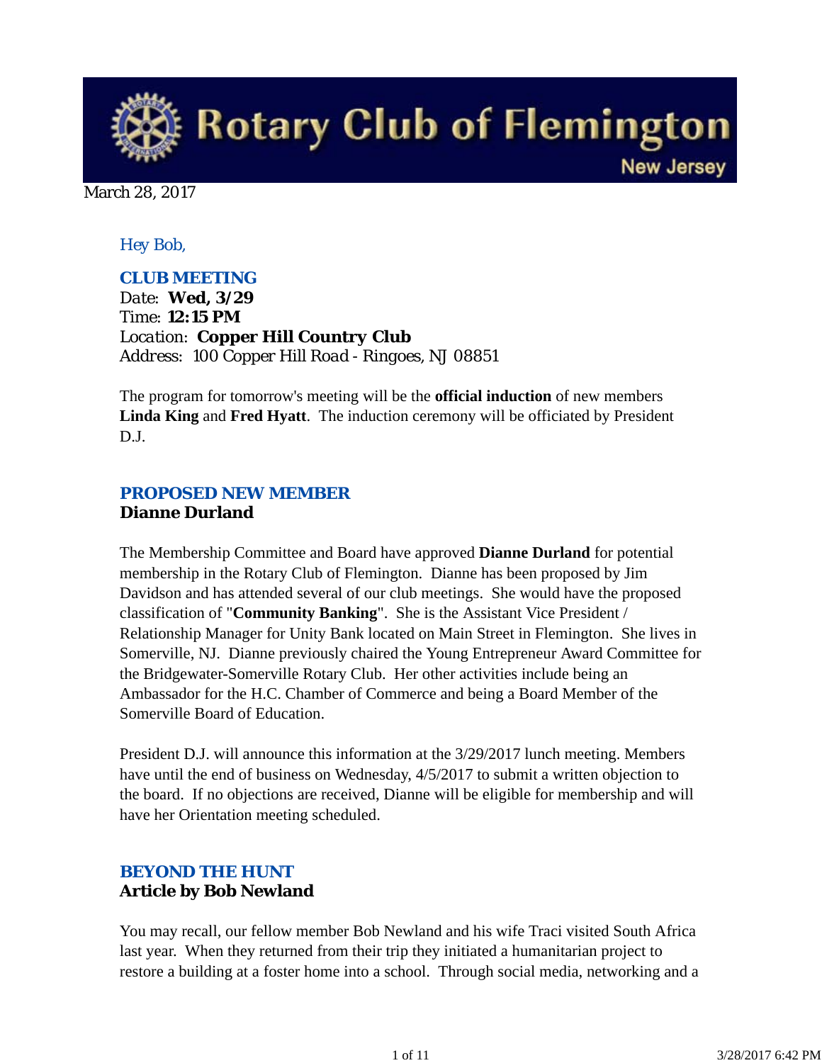# Rotary Club of Flemington

New Jersey

March 28, 2017

*Hey Bob,*

### CLUB MEETING

Date: **Wed, 3/29**
Time: **12:15 PM**
Location: **Copper Hill Country Club**
Address: 100 Copper Hill Road - Ringoes, NJ 08851

The program for tomorrow's meeting will be the **official induction** of new members **Linda King** and **Fred Hyatt**. The induction ceremony will be officiated by President D.J.

### PROPOSED NEW MEMBER
**Dianne Durland**

The Membership Committee and Board have approved **Dianne Durland** for potential membership in the Rotary Club of Flemington. Dianne has been proposed by Jim Davidson and has attended several of our club meetings. She would have the proposed classification of "**Community Banking**". She is the Assistant Vice President / Relationship Manager for Unity Bank located on Main Street in Flemington. She lives in Somerville, NJ. Dianne previously chaired the Young Entrepreneur Award Committee for the Bridgewater-Somerville Rotary Club. Her other activities include being an Ambassador for the H.C. Chamber of Commerce and being a Board Member of the Somerville Board of Education.

President D.J. will announce this information at the 3/29/2017 lunch meeting. Members have until the end of business on Wednesday, 4/5/2017 to submit a written objection to the board. If no objections are received, Dianne will be eligible for membership and will have her Orientation meeting scheduled.

### BEYOND THE HUNT
**Article by Bob Newland**

You may recall, our fellow member Bob Newland and his wife Traci visited South Africa last year. When they returned from their trip they initiated a humanitarian project to restore a building at a foster home into a school. Through social media, networking and a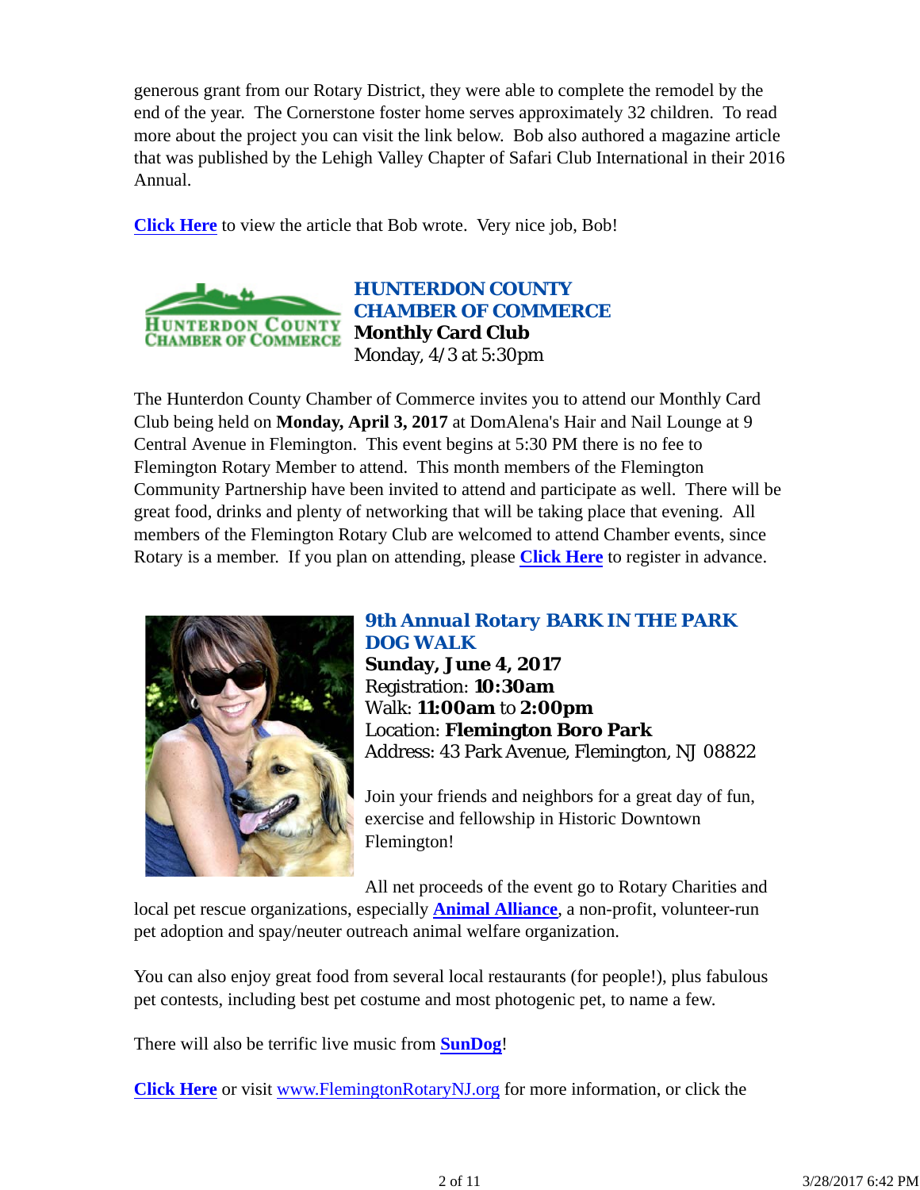generous grant from our Rotary District, they were able to complete the remodel by the end of the year. The Cornerstone foster home serves approximately 32 children. To read more about the project you can visit the link below. Bob also authored a magazine article that was published by the Lehigh Valley Chapter of Safari Club International in their 2016 Annual.

**Click Here** to view the article that Bob wrote. Very nice job, Bob!

### *HUNTERDON COUNTY CHAMBER OF COMMERCE*
**Monthly Card Club**
Monday, 4/3 at 5:30pm

The Hunterdon County Chamber of Commerce invites you to attend our Monthly Card Club being held on **Monday, April 3, 2017** at DomAlena's Hair and Nail Lounge at 9 Central Avenue in Flemington. This event begins at 5:30 PM there is no fee to Flemington Rotary Member to attend. This month members of the Flemington Community Partnership have been invited to attend and participate as well. There will be great food, drinks and plenty of networking that will be taking place that evening. All members of the Flemington Rotary Club are welcomed to attend Chamber events, since Rotary is a member. If you plan on attending, please **Click Here** to register in advance.

### *9th Annual Rotary BARK IN THE PARK DOG WALK*
**Sunday, June 4, 2017**
Registration: **10:30am**
Walk: **11:00am** to **2:00pm**
Location: **Flemington Boro Park**
Address: 43 Park Avenue, Flemington, NJ 08822

Join your friends and neighbors for a great day of fun, exercise and fellowship in Historic Downtown Flemington!

All net proceeds of the event go to Rotary Charities and local pet rescue organizations, especially **Animal Alliance**, a non-profit, volunteer-run pet adoption and spay/neuter outreach animal welfare organization.

You can also enjoy great food from several local restaurants (for people!), plus fabulous pet contests, including best pet costume and most photogenic pet, to name a few.

There will also be terrific live music from **SunDog**!

**Click Here** or visit www.FlemingtonRotaryNJ.org for more information, or click the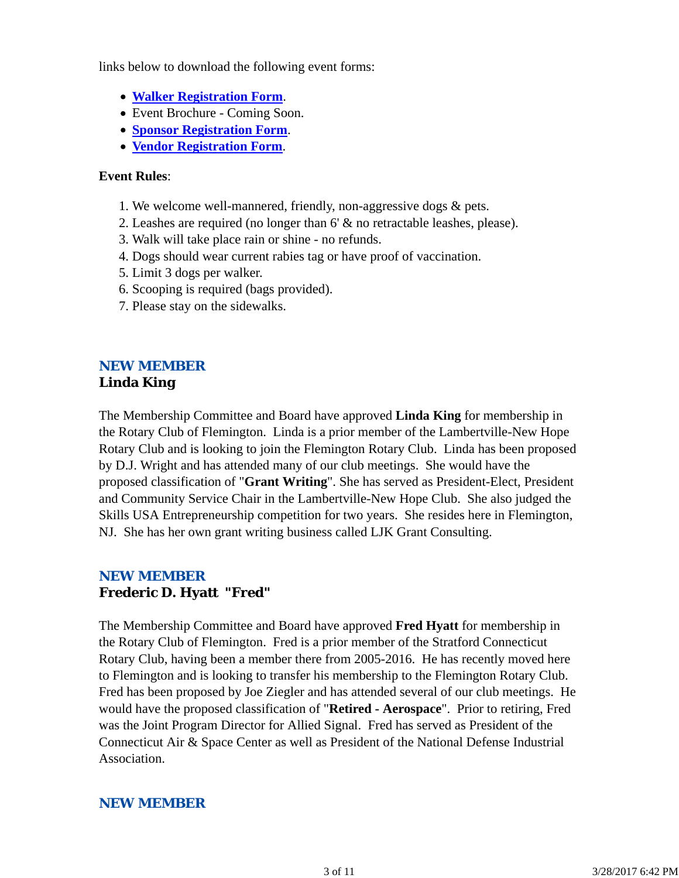links below to download the following event forms:

- **Walker Registration Form**.
- Event Brochure - Coming Soon.
- **Sponsor Registration Form**.
- **Vendor Registration Form**.

**Event Rules**:

1. We welcome well-mannered, friendly, non-aggressive dogs & pets.
2. Leashes are required (no longer than 6' & no retractable leashes, please).
3. Walk will take place rain or shine - no refunds.
4. Dogs should wear current rabies tag or have proof of vaccination.
5. Limit 3 dogs per walker.
6. Scooping is required (bags provided).
7. Please stay on the sidewalks.

## NEW MEMBER
### Linda King

The Membership Committee and Board have approved **Linda King** for membership in the Rotary Club of Flemington. Linda is a prior member of the Lambertville-New Hope Rotary Club and is looking to join the Flemington Rotary Club. Linda has been proposed by D.J. Wright and has attended many of our club meetings. She would have the proposed classification of "**Grant Writing**". She has served as President-Elect, President and Community Service Chair in the Lambertville-New Hope Club. She also judged the Skills USA Entrepreneurship competition for two years. She resides here in Flemington, NJ. She has her own grant writing business called LJK Grant Consulting.

## NEW MEMBER
### Frederic D. Hyatt "Fred"

The Membership Committee and Board have approved **Fred Hyatt** for membership in the Rotary Club of Flemington. Fred is a prior member of the Stratford Connecticut Rotary Club, having been a member there from 2005-2016. He has recently moved here to Flemington and is looking to transfer his membership to the Flemington Rotary Club. Fred has been proposed by Joe Ziegler and has attended several of our club meetings. He would have the proposed classification of "**Retired - Aerospace**". Prior to retiring, Fred was the Joint Program Director for Allied Signal. Fred has served as President of the Connecticut Air & Space Center as well as President of the National Defense Industrial Association.

## NEW MEMBER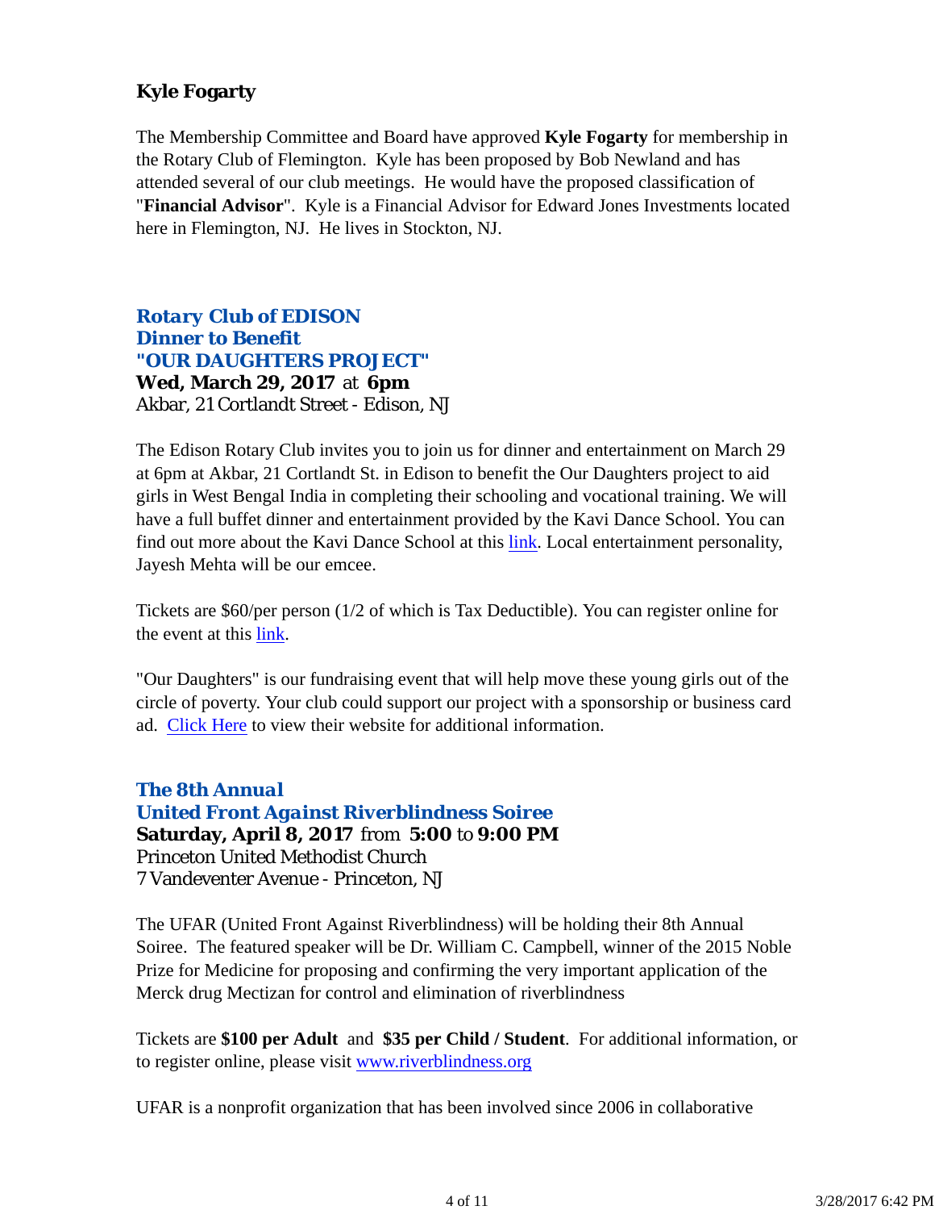### Kyle Fogarty

The Membership Committee and Board have approved **Kyle Fogarty** for membership in the Rotary Club of Flemington. Kyle has been proposed by Bob Newland and has attended several of our club meetings. He would have the proposed classification of "**Financial Advisor**". Kyle is a Financial Advisor for Edward Jones Investments located here in Flemington, NJ. He lives in Stockton, NJ.

### *Rotary Club of EDISON*
### *Dinner to Benefit*
### *"OUR DAUGHTERS PROJECT"*

**Wed, March 29, 2017** at **6pm**
Akbar, 21 Cortlandt Street - Edison, NJ

The Edison Rotary Club invites you to join us for dinner and entertainment on March 29 at 6pm at Akbar, 21 Cortlandt St. in Edison to benefit the Our Daughters project to aid girls in West Bengal India in completing their schooling and vocational training. We will have a full buffet dinner and entertainment provided by the Kavi Dance School. You can find out more about the Kavi Dance School at this link. Local entertainment personality, Jayesh Mehta will be our emcee.

Tickets are $60/per person (1/2 of which is Tax Deductible). You can register online for the event at this link.

"Our Daughters" is our fundraising event that will help move these young girls out of the circle of poverty. Your club could support our project with a sponsorship or business card ad. Click Here to view their website for additional information.

### *The 8th Annual*
### *United Front Against Riverblindness Soiree*

**Saturday, April 8, 2017** from **5:00** to **9:00 PM**
Princeton United Methodist Church
7 Vandeventer Avenue - Princeton, NJ

The UFAR (United Front Against Riverblindness) will be holding their 8th Annual Soiree. The featured speaker will be Dr. William C. Campbell, winner of the 2015 Noble Prize for Medicine for proposing and confirming the very important application of the Merck drug Mectizan for control and elimination of riverblindness

Tickets are **$100 per Adult** and **$35 per Child / Student**. For additional information, or to register online, please visit www.riverblindness.org

UFAR is a nonprofit organization that has been involved since 2006 in collaborative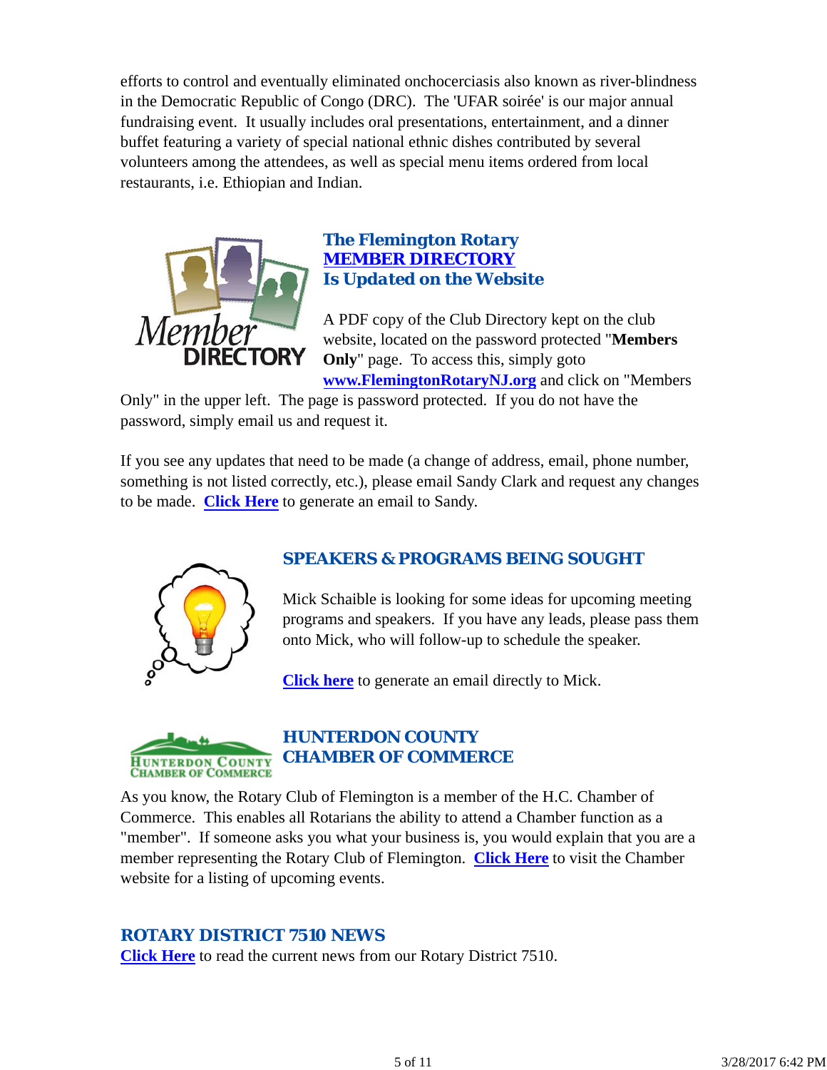efforts to control and eventually eliminated onchocerciasis also known as river-blindness in the Democratic Republic of Congo (DRC). The 'UFAR soirée' is our major annual fundraising event. It usually includes oral presentations, entertainment, and a dinner buffet featuring a variety of special national ethnic dishes contributed by several volunteers among the attendees, as well as special menu items ordered from local restaurants, i.e. Ethiopian and Indian.

## The Flemington Rotary MEMBER DIRECTORY Is Updated on the Website

A PDF copy of the Club Directory kept on the club website, located on the password protected "**Members Only**" page. To access this, simply goto **www.FlemingtonRotaryNJ.org** and click on "Members Only" in the upper left. The page is password protected. If you do not have the password, simply email us and request it.

If you see any updates that need to be made (a change of address, email, phone number, something is not listed correctly, etc.), please email Sandy Clark and request any changes to be made. **Click Here** to generate an email to Sandy.

## SPEAKERS & PROGRAMS BEING SOUGHT

Mick Schaible is looking for some ideas for upcoming meeting programs and speakers. If you have any leads, please pass them onto Mick, who will follow-up to schedule the speaker.

**Click here** to generate an email directly to Mick.

## HUNTERDON COUNTY CHAMBER OF COMMERCE

As you know, the Rotary Club of Flemington is a member of the H.C. Chamber of Commerce. This enables all Rotarians the ability to attend a Chamber function as a "member". If someone asks you what your business is, you would explain that you are a member representing the Rotary Club of Flemington. **Click Here** to visit the Chamber website for a listing of upcoming events.

## ROTARY DISTRICT 7510 NEWS

**Click Here** to read the current news from our Rotary District 7510.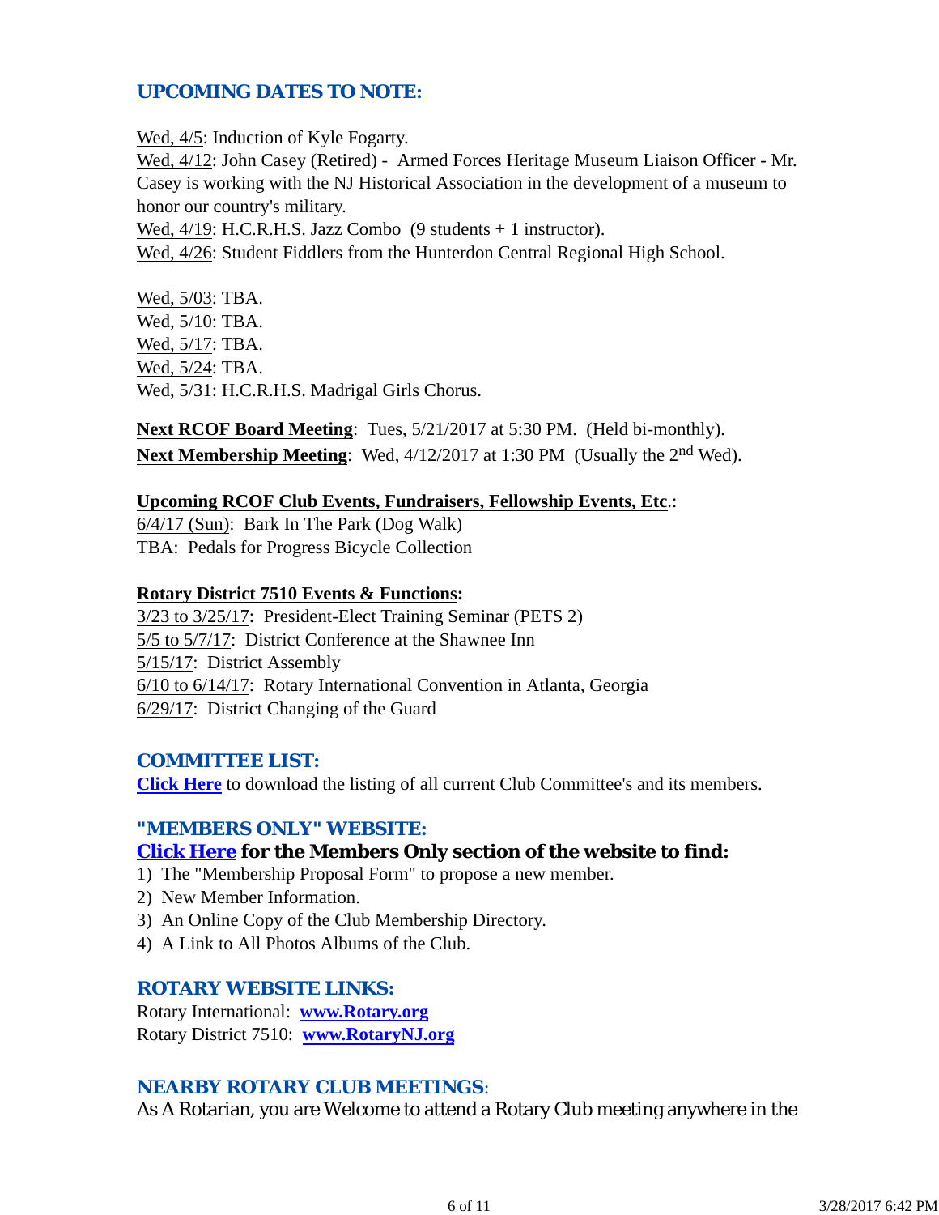## UPCOMING DATES TO NOTE:

Wed, 4/5: Induction of Kyle Fogarty.
Wed, 4/12: John Casey (Retired) - Armed Forces Heritage Museum Liaison Officer - Mr. Casey is working with the NJ Historical Association in the development of a museum to honor our country's military.
Wed, 4/19: H.C.R.H.S. Jazz Combo (9 students + 1 instructor).
Wed, 4/26: Student Fiddlers from the Hunterdon Central Regional High School.

Wed, 5/03: TBA.
Wed, 5/10: TBA.
Wed, 5/17: TBA.
Wed, 5/24: TBA.
Wed, 5/31: H.C.R.H.S. Madrigal Girls Chorus.

**Next RCOF Board Meeting**: Tues, 5/21/2017 at 5:30 PM. (Held bi-monthly).
**Next Membership Meeting**: Wed, 4/12/2017 at 1:30 PM (Usually the 2nd Wed).

**Upcoming RCOF Club Events, Fundraisers, Fellowship Events, Etc**.:
6/4/17 (Sun): Bark In The Park (Dog Walk)
TBA: Pedals for Progress Bicycle Collection

**Rotary District 7510 Events & Functions:**
3/23 to 3/25/17: President-Elect Training Seminar (PETS 2)
5/5 to 5/7/17: District Conference at the Shawnee Inn
5/15/17: District Assembly
6/10 to 6/14/17: Rotary International Convention in Atlanta, Georgia
6/29/17: District Changing of the Guard

## COMMITTEE LIST:

**Click Here** to download the listing of all current Club Committee's and its members.

## "MEMBERS ONLY" WEBSITE:

**Click Here for the Members Only section of the website to find:**

1) The "Membership Proposal Form" to propose a new member.
2) New Member Information.
3) An Online Copy of the Club Membership Directory.
4) A Link to All Photos Albums of the Club.

## ROTARY WEBSITE LINKS:

Rotary International: **www.Rotary.org**
Rotary District 7510: **www.RotaryNJ.org**

## NEARBY ROTARY CLUB MEETINGS:

As A Rotarian, you are Welcome to attend a Rotary Club meeting anywhere in the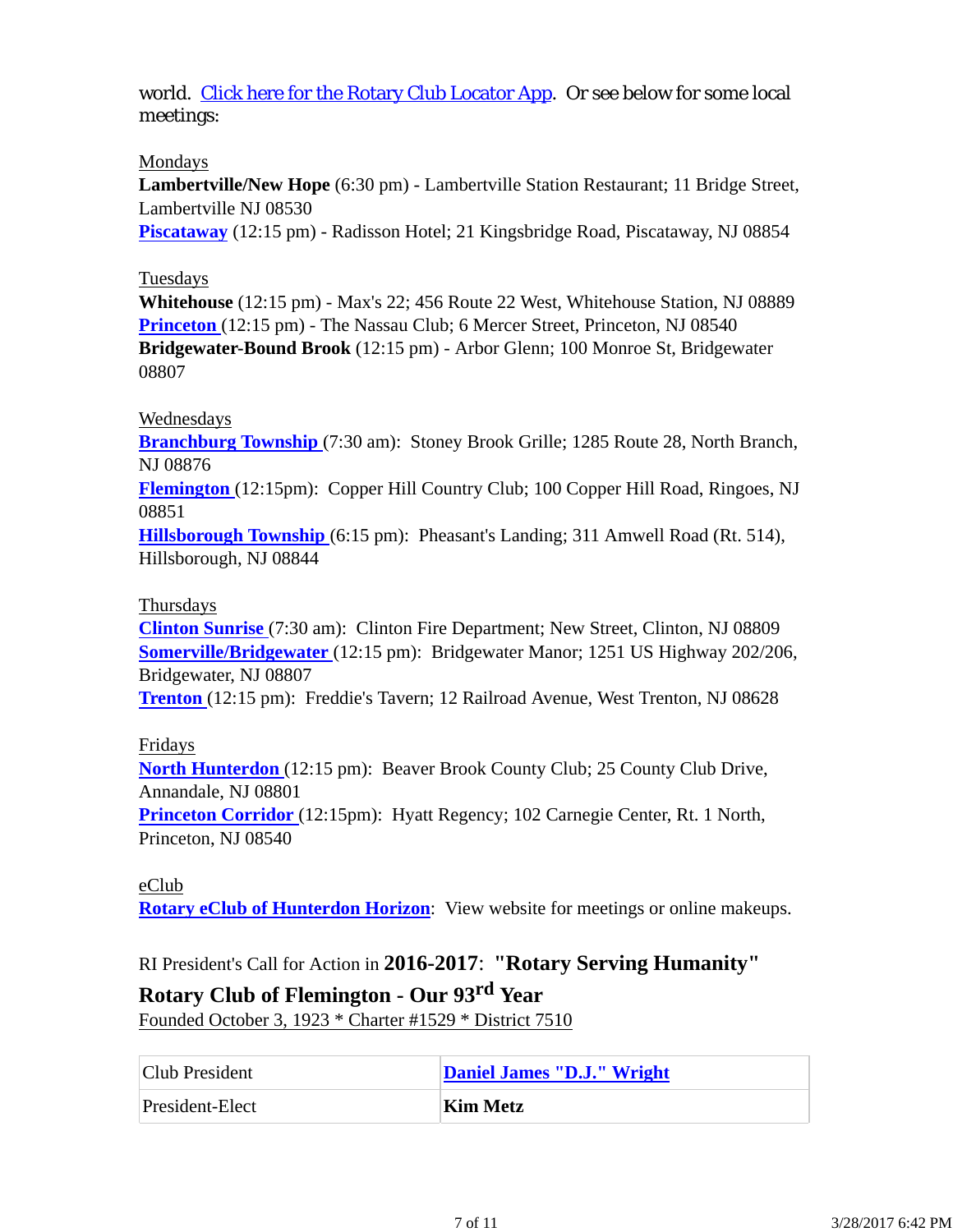world.  Click here for the Rotary Club Locator App.  Or see below for some local meetings:

Mondays
**Lambertville/New Hope** (6:30 pm) - Lambertville Station Restaurant; 11 Bridge Street, Lambertville NJ 08530
**Piscataway** (12:15 pm) - Radisson Hotel; 21 Kingsbridge Road, Piscataway, NJ 08854

Tuesdays
**Whitehouse** (12:15 pm) - Max's 22; 456 Route 22 West, Whitehouse Station, NJ 08889
**Princeton** (12:15 pm) - The Nassau Club; 6 Mercer Street, Princeton, NJ 08540
**Bridgewater-Bound Brook** (12:15 pm) - Arbor Glenn; 100 Monroe St, Bridgewater 08807

Wednesdays
**Branchburg Township** (7:30 am):  Stoney Brook Grille; 1285 Route 28, North Branch, NJ 08876
**Flemington** (12:15pm):  Copper Hill Country Club; 100 Copper Hill Road, Ringoes, NJ 08851
**Hillsborough Township** (6:15 pm):  Pheasant's Landing; 311 Amwell Road (Rt. 514), Hillsborough, NJ 08844

Thursdays
**Clinton Sunrise** (7:30 am):  Clinton Fire Department; New Street, Clinton, NJ 08809
**Somerville/Bridgewater** (12:15 pm):  Bridgewater Manor; 1251 US Highway 202/206, Bridgewater, NJ 08807
**Trenton** (12:15 pm):  Freddie's Tavern; 12 Railroad Avenue, West Trenton, NJ 08628

Fridays
**North Hunterdon** (12:15 pm):  Beaver Brook County Club; 25 County Club Drive, Annandale, NJ 08801
**Princeton Corridor** (12:15pm):  Hyatt Regency; 102 Carnegie Center, Rt. 1 North, Princeton, NJ 08540

eClub
**Rotary eClub of Hunterdon Horizon**:  View website for meetings or online makeups.

RI President's Call for Action in **2016-2017**:  **"Rotary Serving Humanity"**

**Rotary Club of Flemington - Our 93rd Year**

Founded October 3, 1923 * Charter #1529 * District 7510

| Club President | **Daniel James "D.J." Wright** |
|---|---|
| President-Elect | **Kim Metz** |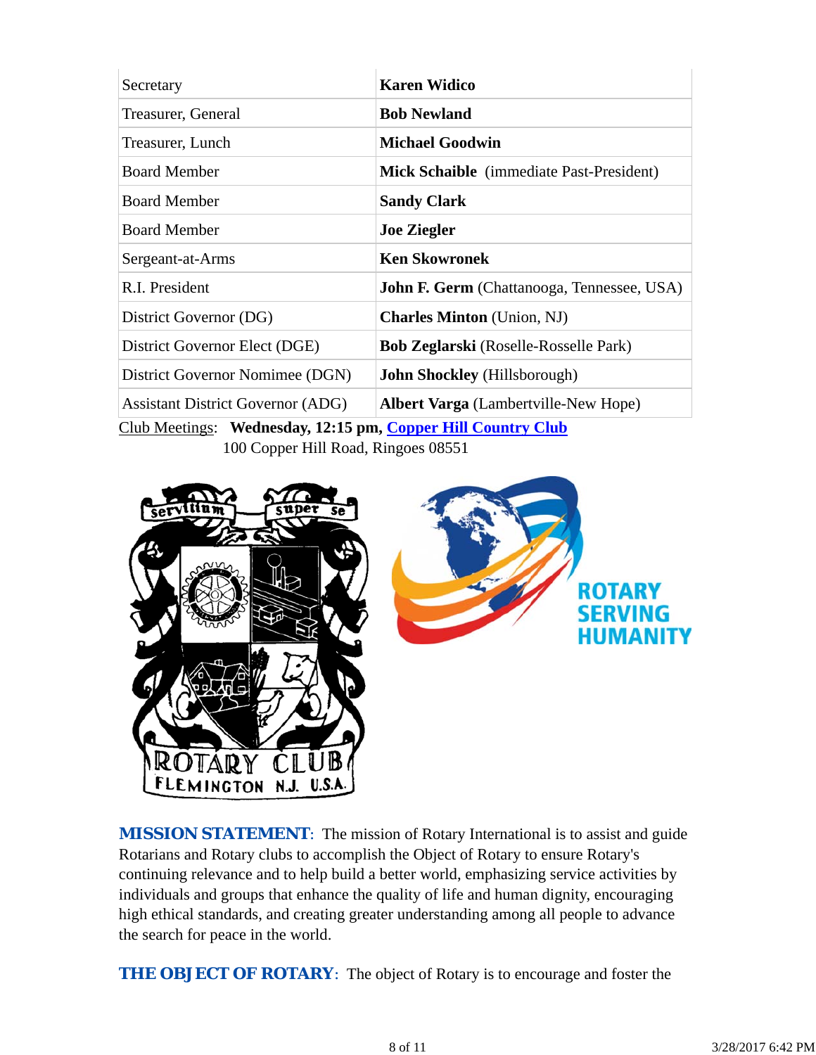| | |
|---|---|
| Secretary | **Karen Widico** |
| Treasurer, General | **Bob Newland** |
| Treasurer, Lunch | **Michael Goodwin** |
| Board Member | **Mick Schaible** (immediate Past-President) |
| Board Member | **Sandy Clark** |
| Board Member | **Joe Ziegler** |
| Sergeant-at-Arms | **Ken Skowronek** |
| R.I. President | **John F. Germ** (Chattanooga, Tennessee, USA) |
| District Governor (DG) | **Charles Minton** (Union, NJ) |
| District Governor Elect (DGE) | **Bob Zeglarski** (Roselle-Rosselle Park) |
| District Governor Nominee (DGN) | **John Shockley** (Hillsborough) |
| Assistant District Governor (ADG) | **Albert Varga** (Lambertville-New Hope) |

Club Meetings: **Wednesday, 12:15 pm, [Copper Hill Country Club](Copper Hill Country Club)**
100 Copper Hill Road, Ringoes 08551

**MISSION STATEMENT**: The mission of Rotary International is to assist and guide Rotarians and Rotary clubs to accomplish the Object of Rotary to ensure Rotary's continuing relevance and to help build a better world, emphasizing service activities by individuals and groups that enhance the quality of life and human dignity, encouraging high ethical standards, and creating greater understanding among all people to advance the search for peace in the world.

**THE OBJECT OF ROTARY**: The object of Rotary is to encourage and foster the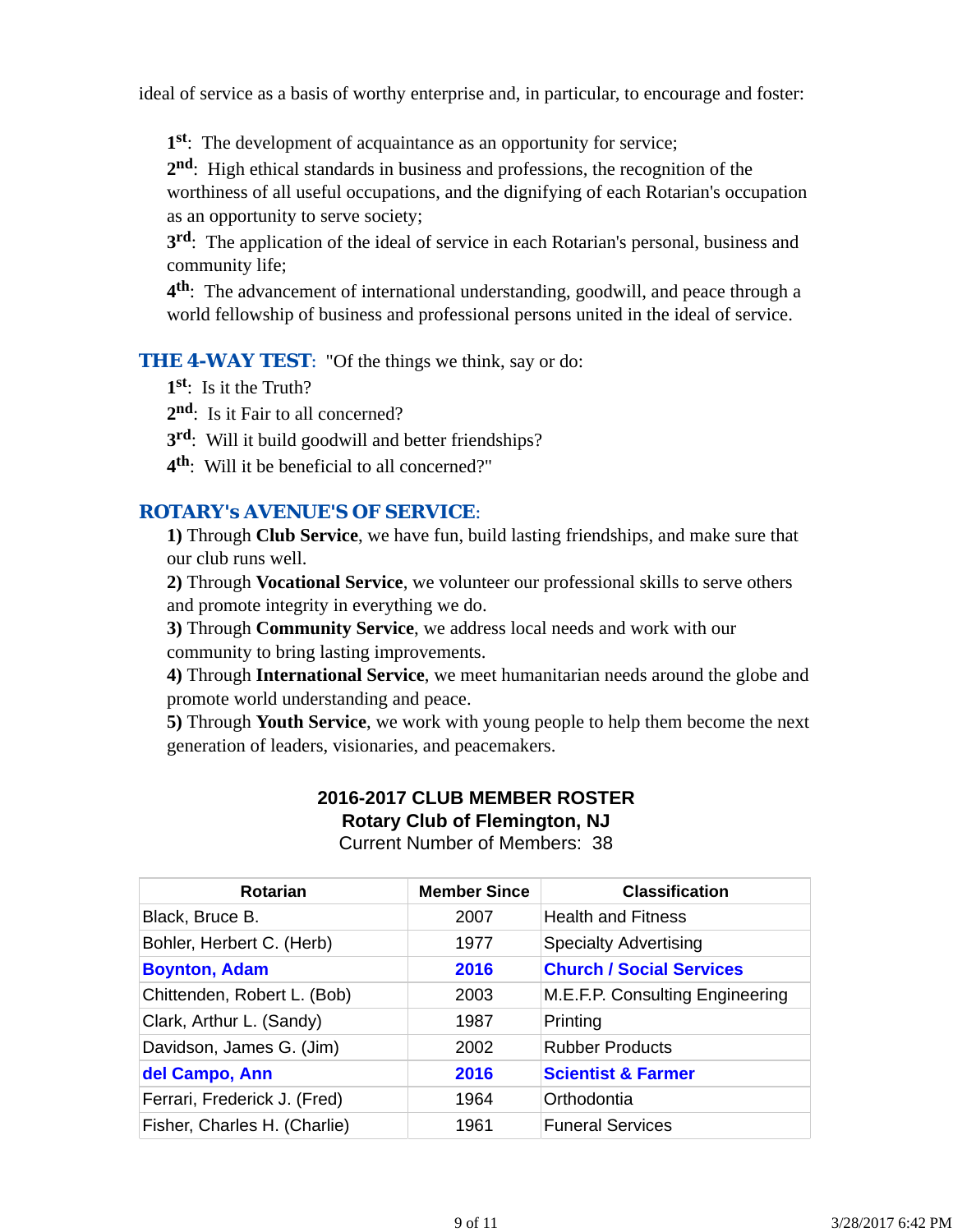ideal of service as a basis of worthy enterprise and, in particular, to encourage and foster:

**1st**: The development of acquaintance as an opportunity for service;
**2nd**: High ethical standards in business and professions, the recognition of the worthiness of all useful occupations, and the dignifying of each Rotarian's occupation as an opportunity to serve society;
**3rd**: The application of the ideal of service in each Rotarian's personal, business and community life;
**4th**: The advancement of international understanding, goodwill, and peace through a world fellowship of business and professional persons united in the ideal of service.

**THE 4-WAY TEST**: "Of the things we think, say or do:
**1st**: Is it the Truth?
**2nd**: Is it Fair to all concerned?
**3rd**: Will it build goodwill and better friendships?
**4th**: Will it be beneficial to all concerned?"

**ROTARY's AVENUE'S OF SERVICE**:
**1)** Through **Club Service**, we have fun, build lasting friendships, and make sure that our club runs well.
**2)** Through **Vocational Service**, we volunteer our professional skills to serve others and promote integrity in everything we do.
**3)** Through **Community Service**, we address local needs and work with our community to bring lasting improvements.
**4)** Through **International Service**, we meet humanitarian needs around the globe and promote world understanding and peace.
**5)** Through **Youth Service**, we work with young people to help them become the next generation of leaders, visionaries, and peacemakers.

**2016-2017 CLUB MEMBER ROSTER**
**Rotary Club of Flemington, NJ**
Current Number of Members: 38

| Rotarian | Member Since | Classification |
|---|---|---|
| Black, Bruce B. | 2007 | Health and Fitness |
| Bohler, Herbert C. (Herb) | 1977 | Specialty Advertising |
| **Boynton, Adam** | **2016** | **Church / Social Services** |
| Chittenden, Robert L. (Bob) | 2003 | M.E.F.P. Consulting Engineering |
| Clark, Arthur L. (Sandy) | 1987 | Printing |
| Davidson, James G. (Jim) | 2002 | Rubber Products |
| **del Campo, Ann** | **2016** | **Scientist & Farmer** |
| Ferrari, Frederick J. (Fred) | 1964 | Orthodontia |
| Fisher, Charles H. (Charlie) | 1961 | Funeral Services |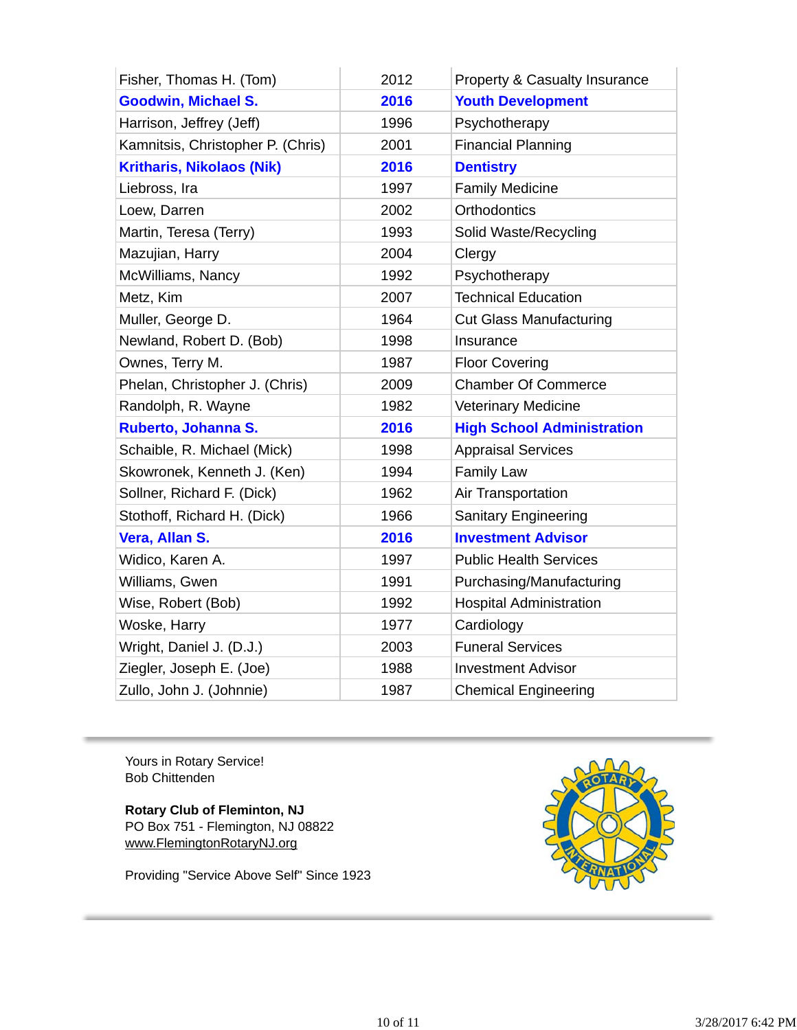| Fisher, Thomas H. (Tom) | 2012 | Property & Casualty Insurance |
|---|---|---|
| **Goodwin, Michael S.** | **2016** | **Youth Development** |
| Harrison, Jeffrey (Jeff) | 1996 | Psychotherapy |
| Kamnitsis, Christopher P. (Chris) | 2001 | Financial Planning |
| **Kritharis, Nikolaos (Nik)** | **2016** | **Dentistry** |
| Liebross, Ira | 1997 | Family Medicine |
| Loew, Darren | 2002 | Orthodontics |
| Martin, Teresa (Terry) | 1993 | Solid Waste/Recycling |
| Mazujian, Harry | 2004 | Clergy |
| McWilliams, Nancy | 1992 | Psychotherapy |
| Metz, Kim | 2007 | Technical Education |
| Muller, George D. | 1964 | Cut Glass Manufacturing |
| Newland, Robert D. (Bob) | 1998 | Insurance |
| Ownes, Terry M. | 1987 | Floor Covering |
| Phelan, Christopher J. (Chris) | 2009 | Chamber Of Commerce |
| Randolph, R. Wayne | 1982 | Veterinary Medicine |
| **Ruberto, Johanna S.** | **2016** | **High School Administration** |
| Schaible, R. Michael (Mick) | 1998 | Appraisal Services |
| Skowronek, Kenneth J. (Ken) | 1994 | Family Law |
| Sollner, Richard F. (Dick) | 1962 | Air Transportation |
| Stothoff, Richard H. (Dick) | 1966 | Sanitary Engineering |
| **Vera, Allan S.** | **2016** | **Investment Advisor** |
| Widico, Karen A. | 1997 | Public Health Services |
| Williams, Gwen | 1991 | Purchasing/Manufacturing |
| Wise, Robert (Bob) | 1992 | Hospital Administration |
| Woske, Harry | 1977 | Cardiology |
| Wright, Daniel J. (D.J.) | 2003 | Funeral Services |
| Ziegler, Joseph E. (Joe) | 1988 | Investment Advisor |
| Zullo, John J. (Johnnie) | 1987 | Chemical Engineering |

---

Yours in Rotary Service!
Bob Chittenden

**Rotary Club of Fleminton, NJ**
PO Box 751 - Flemington, NJ 08822
www.FlemingtonRotaryNJ.org

Providing "Service Above Self" Since 1923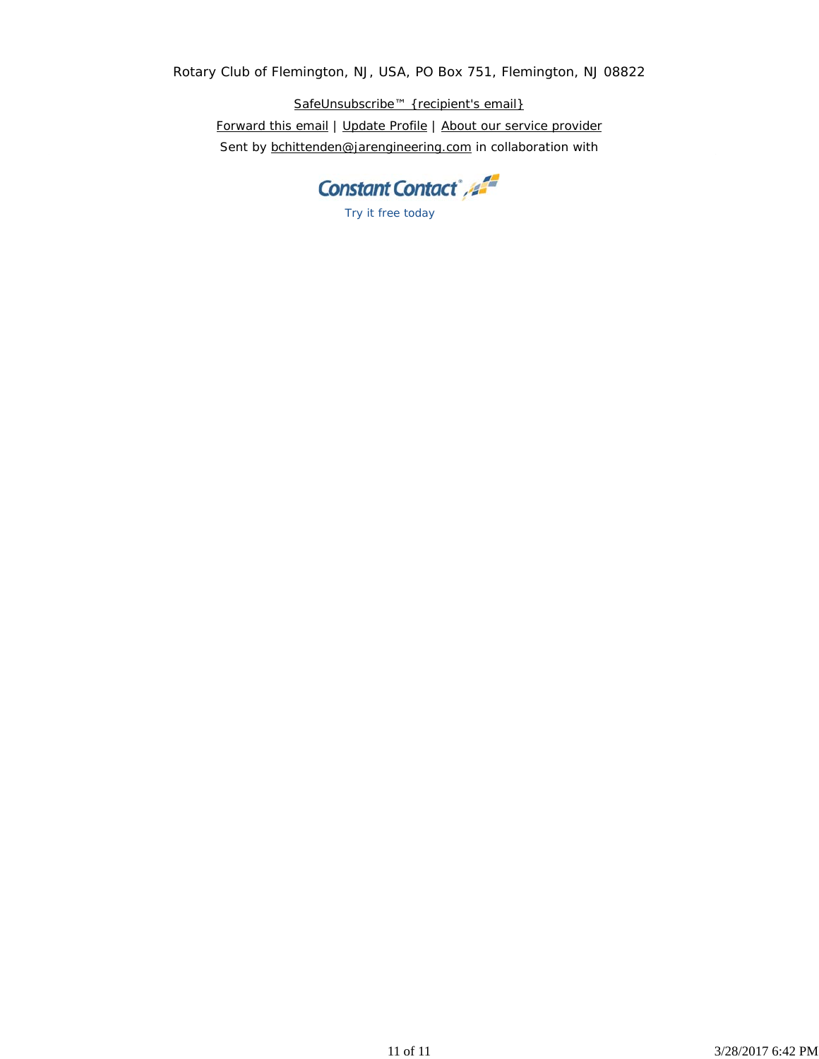Rotary Club of Flemington, NJ, USA, PO Box 751, Flemington, NJ 08822

SafeUnsubscribe™ {recipient's email}

Forward this email | Update Profile | About our service provider

Sent by bchittenden@jarengineering.com in collaboration with

Constant Contact

Try it free today